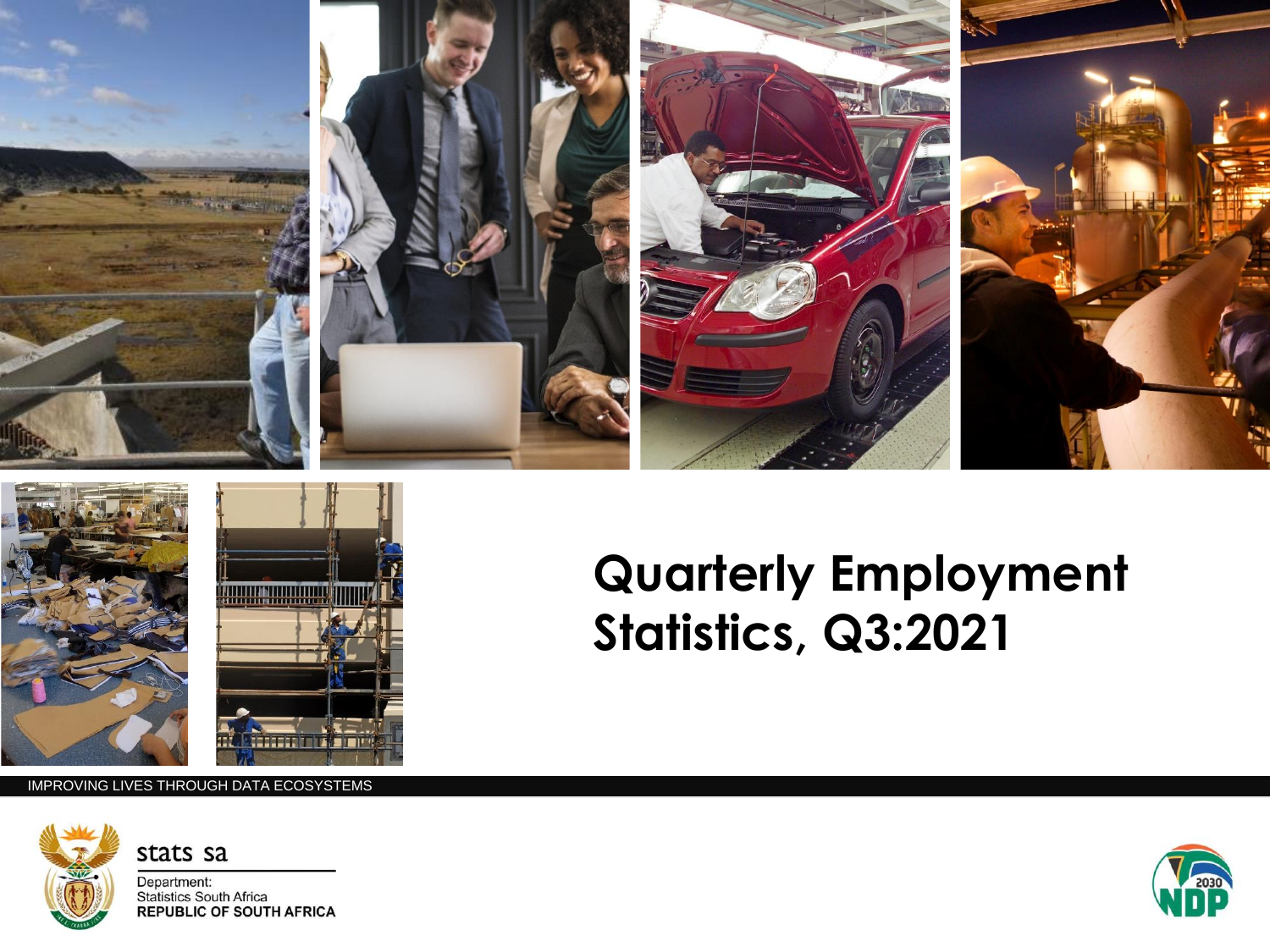# Quarterly Employment Statistics, Q3:2021

IMPROVING LIVES THROUGH DATA ECOSYSTEMS

stats sa

Department:
Statistics South Africa
REPUBLIC OF SOUTH AFRICA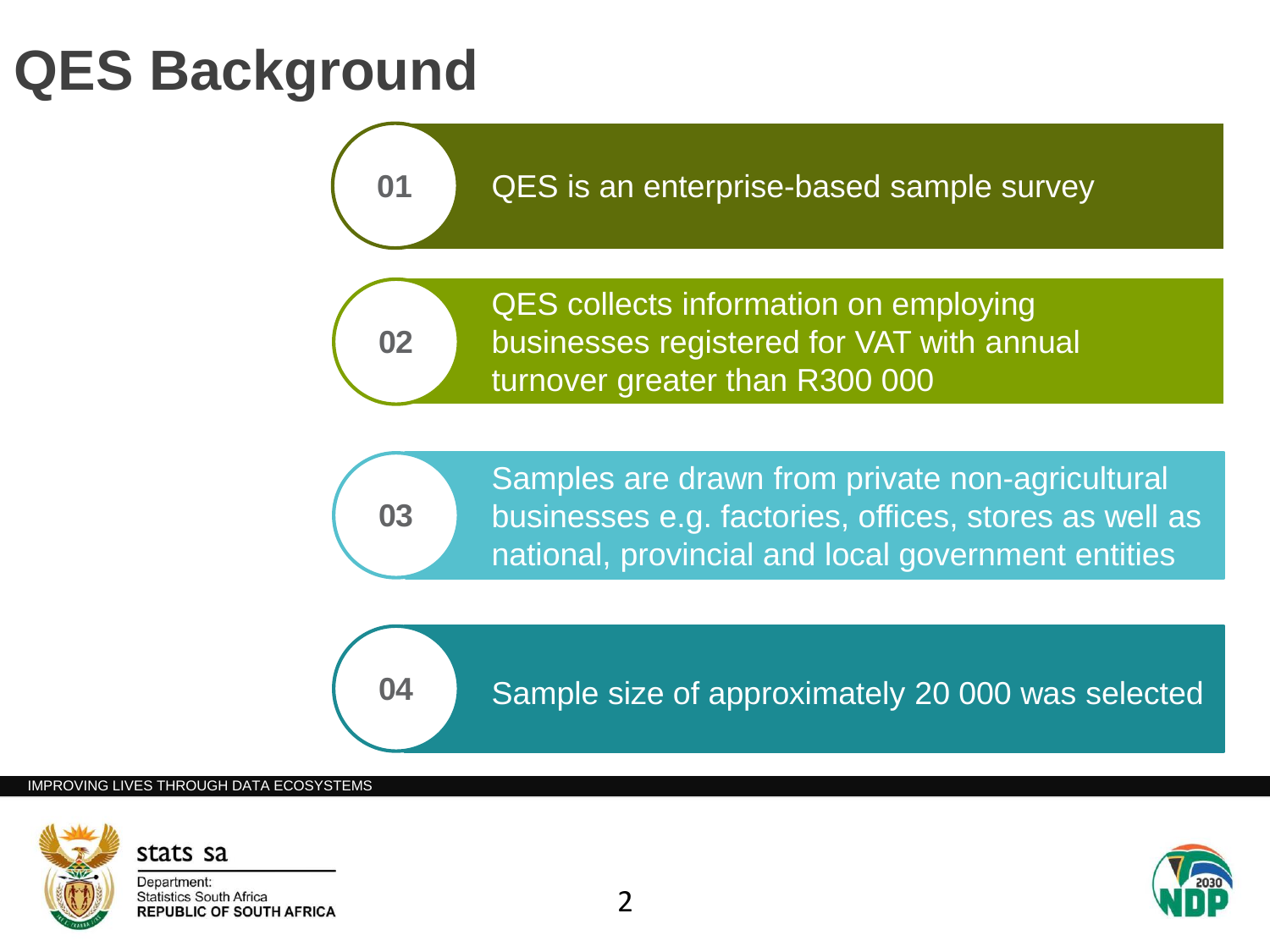# QES Background

01 QES is an enterprise-based sample survey

02 QES collects information on employing businesses registered for VAT with annual turnover greater than R300 000

03 Samples are drawn from private non-agricultural businesses e.g. factories, offices, stores as well as national, provincial and local government entities

04 Sample size of approximately 20 000 was selected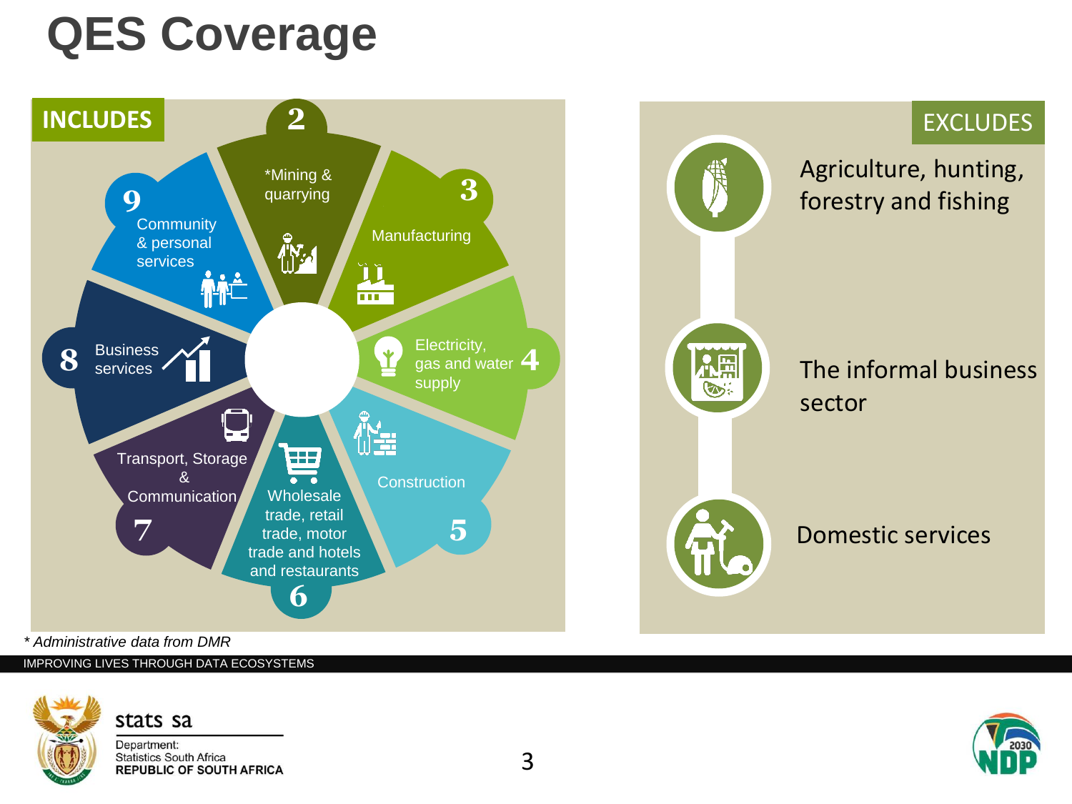# QES Coverage

**INCLUDES**

2. *Mining & quarrying
3. Manufacturing
4. Electricity, gas and water supply
5. Construction
6. Wholesale trade, retail trade, motor trade and hotels and restaurants
7. Transport, Storage & Communication
8. Business services
9. Community & personal services

**EXCLUDES**

- Agriculture, hunting, forestry and fishing
- The informal business sector
- Domestic services

*\* Administrative data from DMR*

IMPROVING LIVES THROUGH DATA ECOSYSTEMS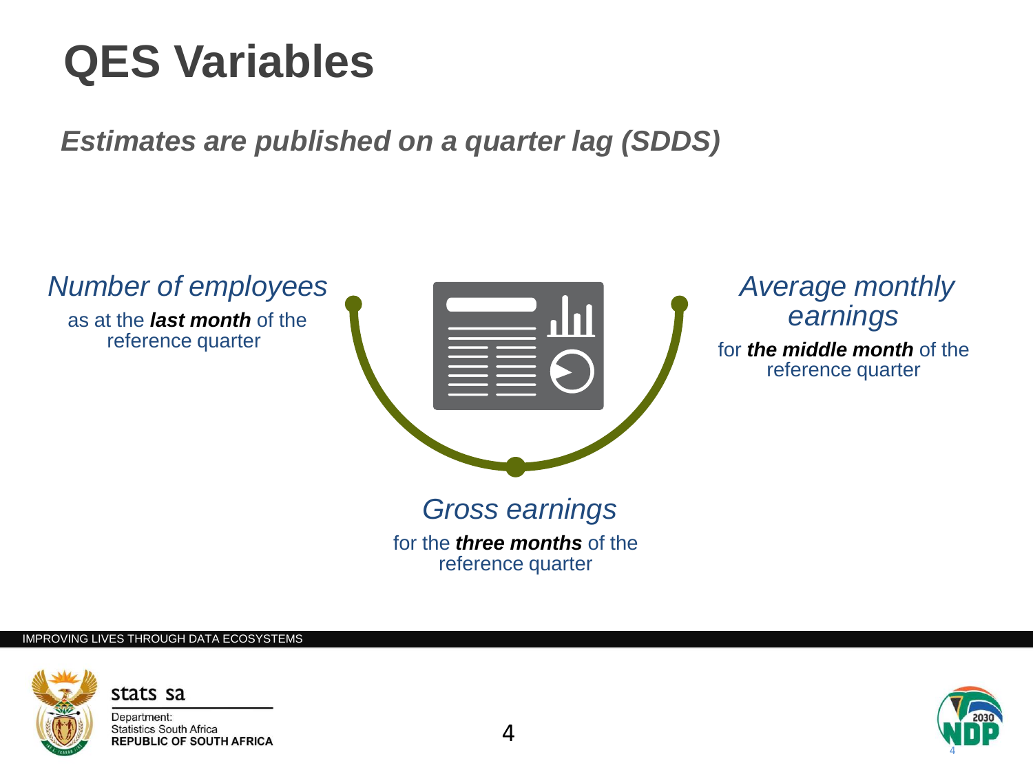# QES Variables

***Estimates are published on a quarter lag (SDDS)***

*Number of employees*

as at the ***last month*** of the reference quarter

*Average monthly earnings*

for ***the middle month*** of the reference quarter

*Gross earnings*

for the ***three months*** of the reference quarter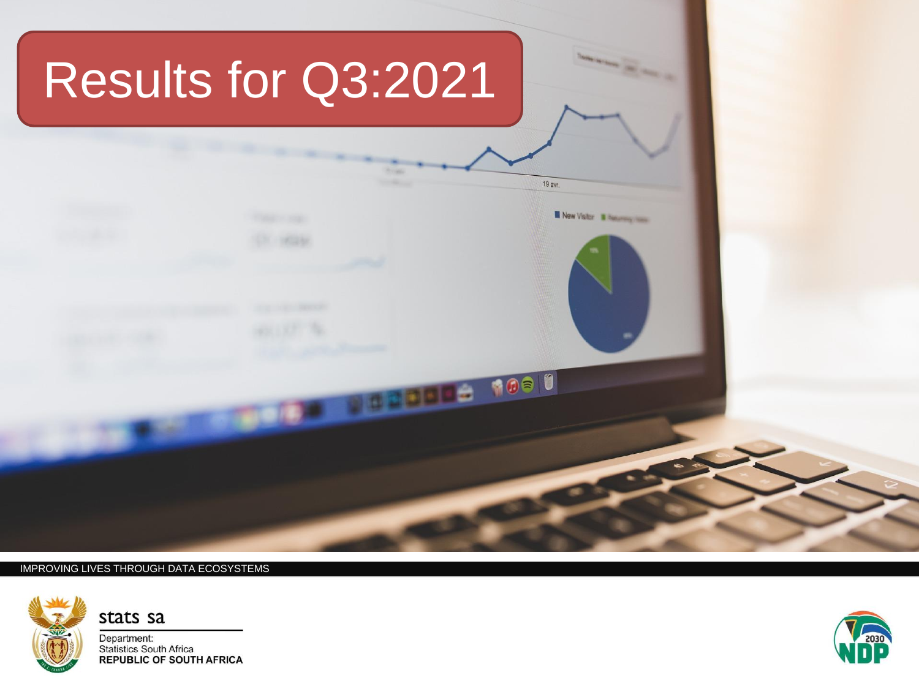# Results for Q3:2021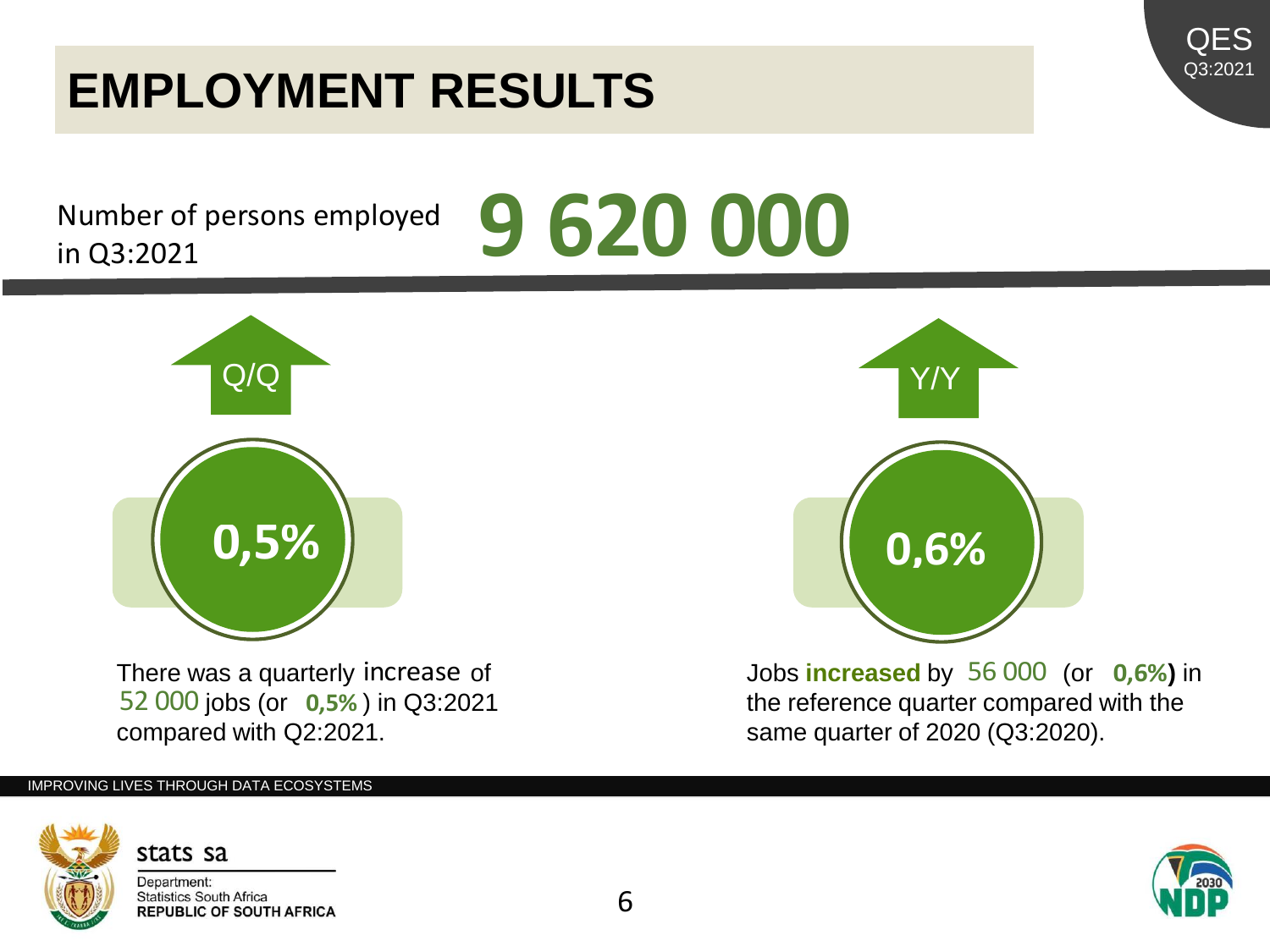# EMPLOYMENT RESULTS

Number of persons employed in Q3:2021 **9 620 000**

**Q/Q**

**0,5%**

There was a quarterly increase of 52 000 jobs (or **0,5%**) in Q3:2021 compared with Q2:2021.

**Y/Y**

**0,6%**

Jobs **increased** by 56 000 (or **0,6%)** in the reference quarter compared with the same quarter of 2020 (Q3:2020).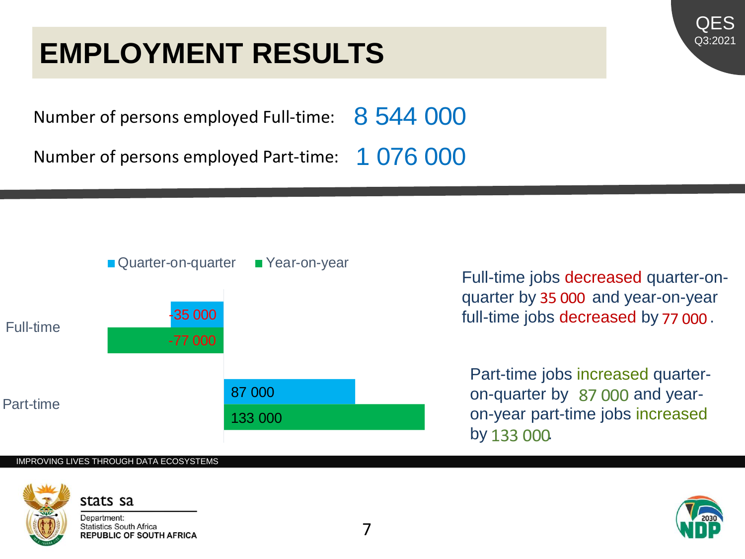# EMPLOYMENT RESULTS

Number of persons employed Full-time: 8 544 000

Number of persons employed Part-time: 1 076 000

| | Quarter-on-quarter | Year-on-year |
|---|---|---|
| Full-time | -35 000 | -77 000 |
| Part-time | 87 000 | 133 000 |

Full-time jobs decreased quarter-on-quarter by 35 000 and year-on-year full-time jobs decreased by 77 000.

Part-time jobs increased quarter-on-quarter by 87 000 and year-on-year part-time jobs increased by 133 000.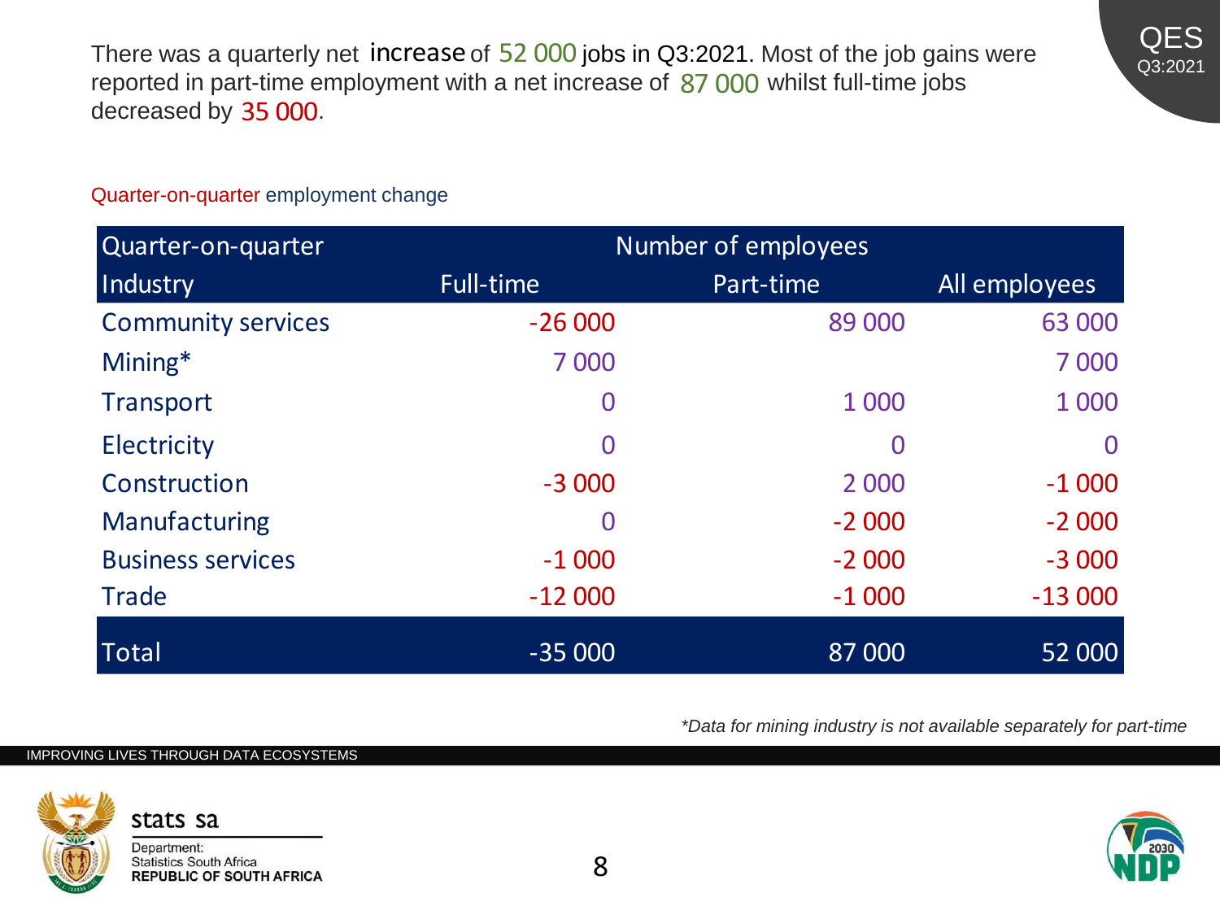There was a quarterly net increase of 52 000 jobs in Q3:2021. Most of the job gains were reported in part-time employment with a net increase of 87 000 whilst full-time jobs decreased by 35 000.

Quarter-on-quarter employment change

| Quarter-on-quarter | Number of employees | | |
|---|---|---|---|
| Industry | Full-time | Part-time | All employees |
| Community services | -26 000 | 89 000 | 63 000 |
| Mining* | 7 000 | | 7 000 |
| Transport | 0 | 1 000 | 1 000 |
| Electricity | 0 | 0 | 0 |
| Construction | -3 000 | 2 000 | -1 000 |
| Manufacturing | 0 | -2 000 | -2 000 |
| Business services | -1 000 | -2 000 | -3 000 |
| Trade | -12 000 | -1 000 | -13 000 |
| Total | -35 000 | 87 000 | 52 000 |

*\*Data for mining industry is not available separately for part-time*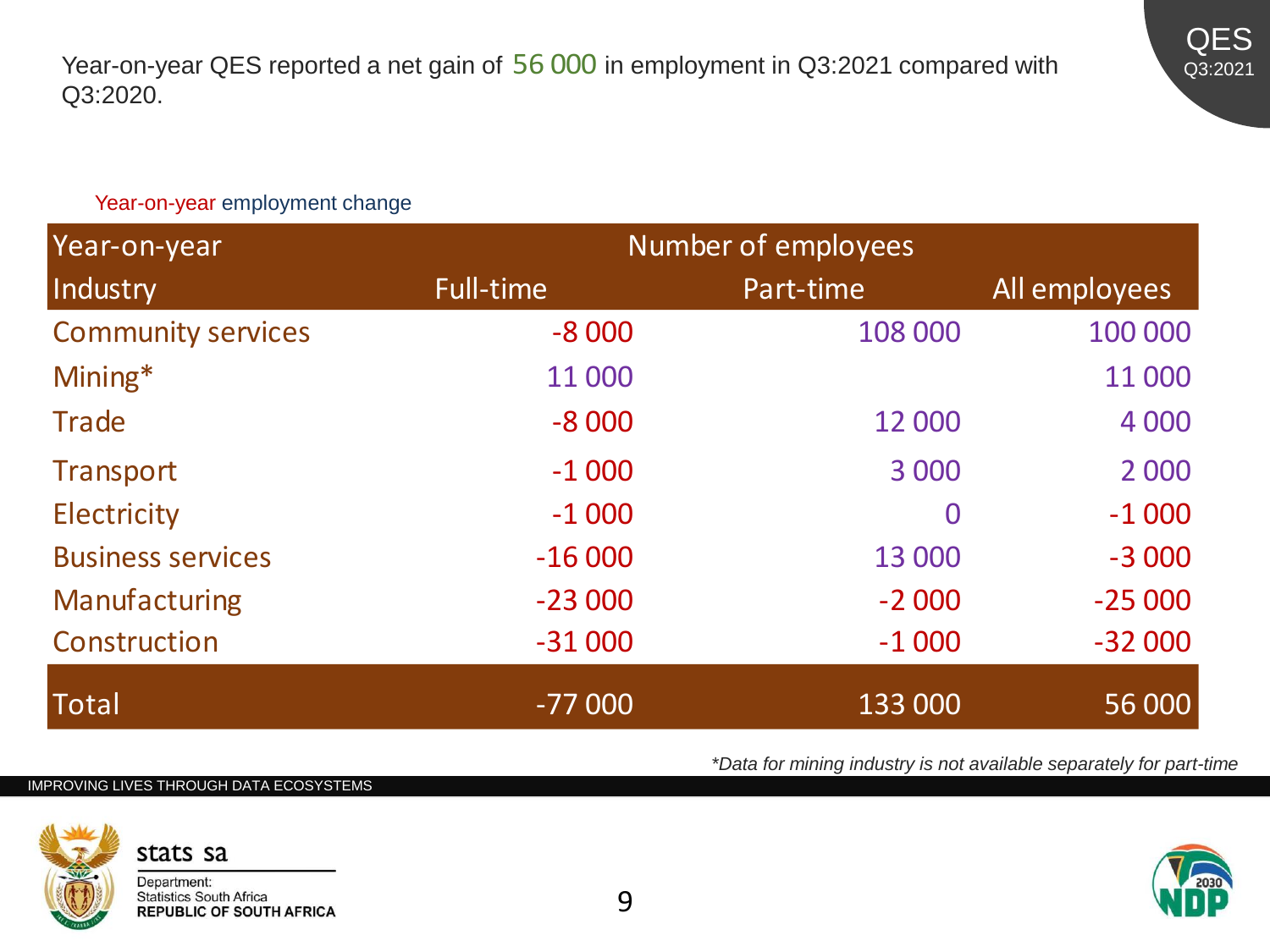Year-on-year QES reported a net gain of 56 000 in employment in Q3:2021 compared with Q3:2020.

Year-on-year employment change

| Year-on-year | Number of employees | | |
|---|---|---|---|
| Industry | Full-time | Part-time | All employees |
| Community services | -8 000 | 108 000 | 100 000 |
| Mining* | 11 000 | | 11 000 |
| Trade | -8 000 | 12 000 | 4 000 |
| Transport | -1 000 | 3 000 | 2 000 |
| Electricity | -1 000 | 0 | -1 000 |
| Business services | -16 000 | 13 000 | -3 000 |
| Manufacturing | -23 000 | -2 000 | -25 000 |
| Construction | -31 000 | -1 000 | -32 000 |
| Total | -77 000 | 133 000 | 56 000 |

*Data for mining industry is not available separately for part-time*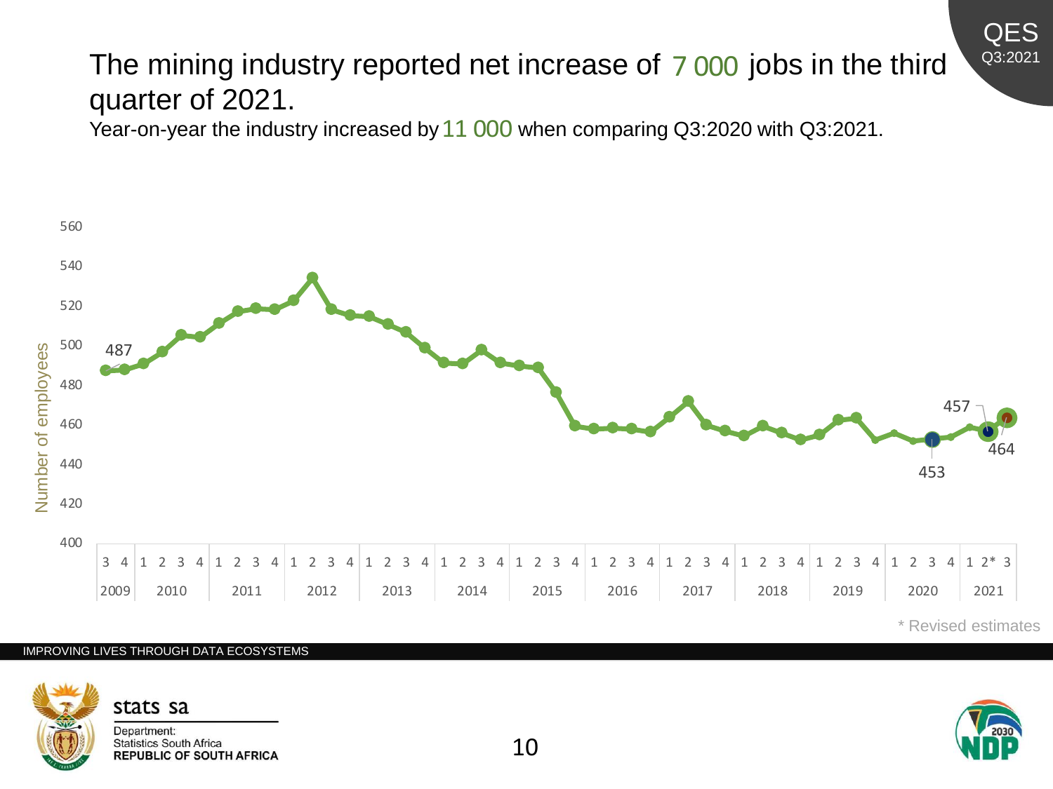# The mining industry reported net increase of 7 000 jobs in the third quarter of 2021.

Year-on-year the industry increased by 11 000 when comparing Q3:2020 with Q3:2021.

Number of employees

560
540
520
500
480
460
440
420
400

487

457

464

453

| 3 | 4 | 1 | 2 | 3 | 4 | 1 | 2 | 3 | 4 | 1 | 2 | 3 | 4 | 1 | 2 | 3 | 4 | 1 | 2 | 3 | 4 | 1 | 2 | 3 | 4 | 1 | 2 | 3 | 4 | 1 | 2 | 3 | 4 | 1 | 2 | 3 | 4 | 1 | 2 | 3 | 4 | 1 | 2 | 3 | 4 | 1 | 2* | 3 |
|---|---|---|---|---|---|---|---|---|---|---|---|---|---|---|---|---|---|---|---|---|---|---|---|---|---|---|---|---|---|---|---|---|---|---|---|---|---|---|---|---|---|---|---|---|---|---|---|---|
| 2009 | | 2010 | | | | 2011 | | | | 2012 | | | | 2013 | | | | 2014 | | | | 2015 | | | | 2016 | | | | 2017 | | | | 2018 | | | | 2019 | | | | 2020 | | | | 2021 | | |

\* Revised estimates

IMPROVING LIVES THROUGH DATA ECOSYSTEMS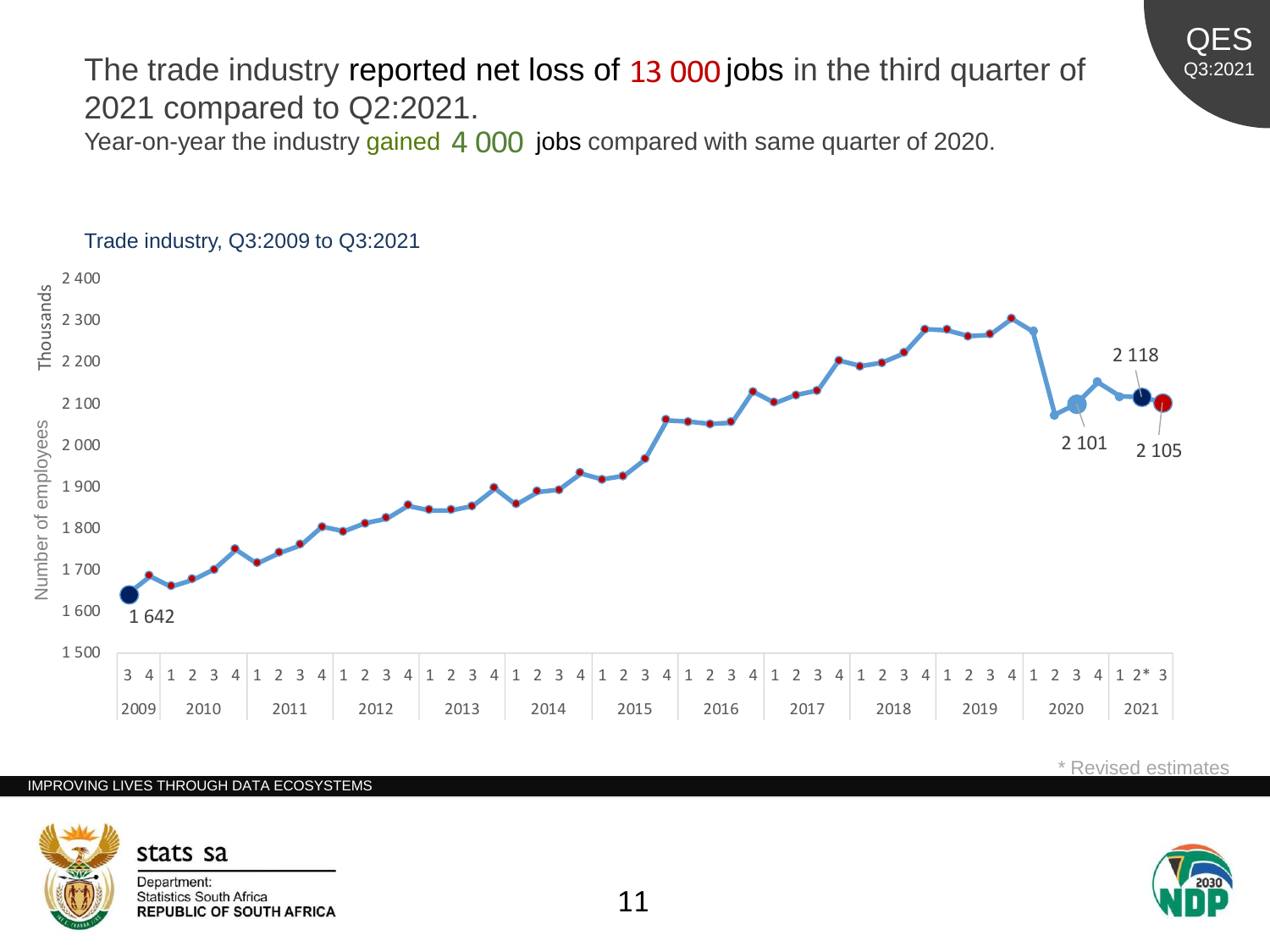QES Q3:2021

# The trade industry reported net loss of 13 000 jobs in the third quarter of 2021 compared to Q2:2021.

Year-on-year the industry gained 4 000 jobs compared with same quarter of 2020.

Trade industry, Q3:2009 to Q3:2021

* Revised estimates

IMPROVING LIVES THROUGH DATA ECOSYSTEMS

stats sa

Department: Statistics South Africa REPUBLIC OF SOUTH AFRICA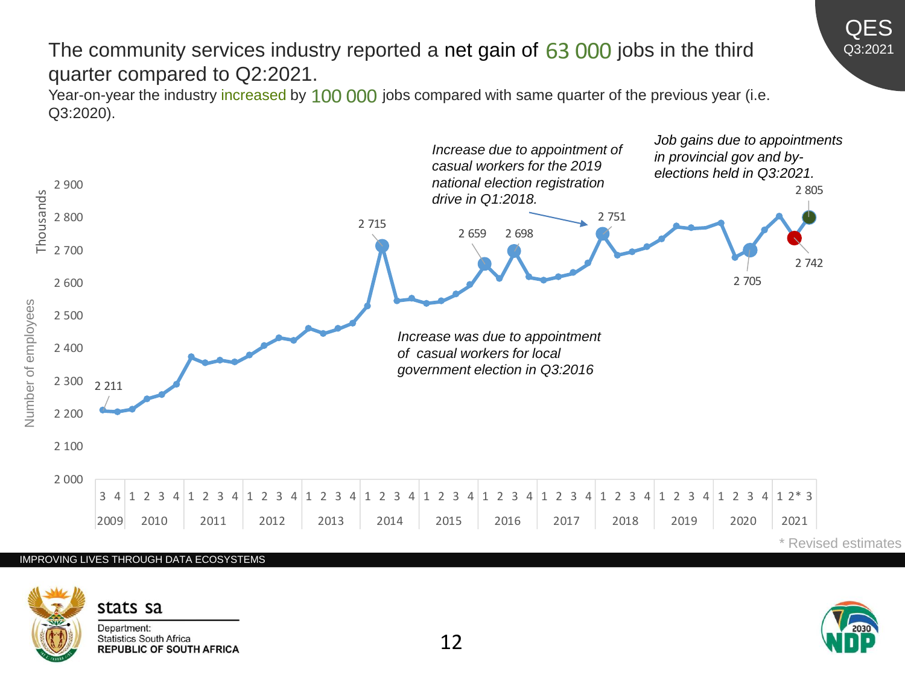# The community services industry reported a net gain of 63 000 jobs in the third quarter compared to Q2:2021.

Year-on-year the industry increased by 100 000 jobs compared with same quarter of the previous year (i.e. Q3:2020).

Number of employees (Thousands)

| Point | Value |
|---|---|
| 2009 Q3 | 2 211 |
| 2014 Q1 | 2 715 |
| 2016 Q2 | 2 659 |
| 2016 Q4 | 2 698 |
| 2018 Q1 | 2 751 |
| 2020 Q3 | 2 705 |
| 2021 Q2* | 2 742 |
| 2021 Q3 | 2 805 |

*Increase was due to appointment of casual workers for local government election in Q3:2016*

*Increase due to appointment of casual workers for the 2019 national election registration drive in Q1:2018.*

*Job gains due to appointments in provincial gov and by-elections held in Q3:2021.*

\* Revised estimates

IMPROVING LIVES THROUGH DATA ECOSYSTEMS

stats sa
Department: Statistics South Africa
REPUBLIC OF SOUTH AFRICA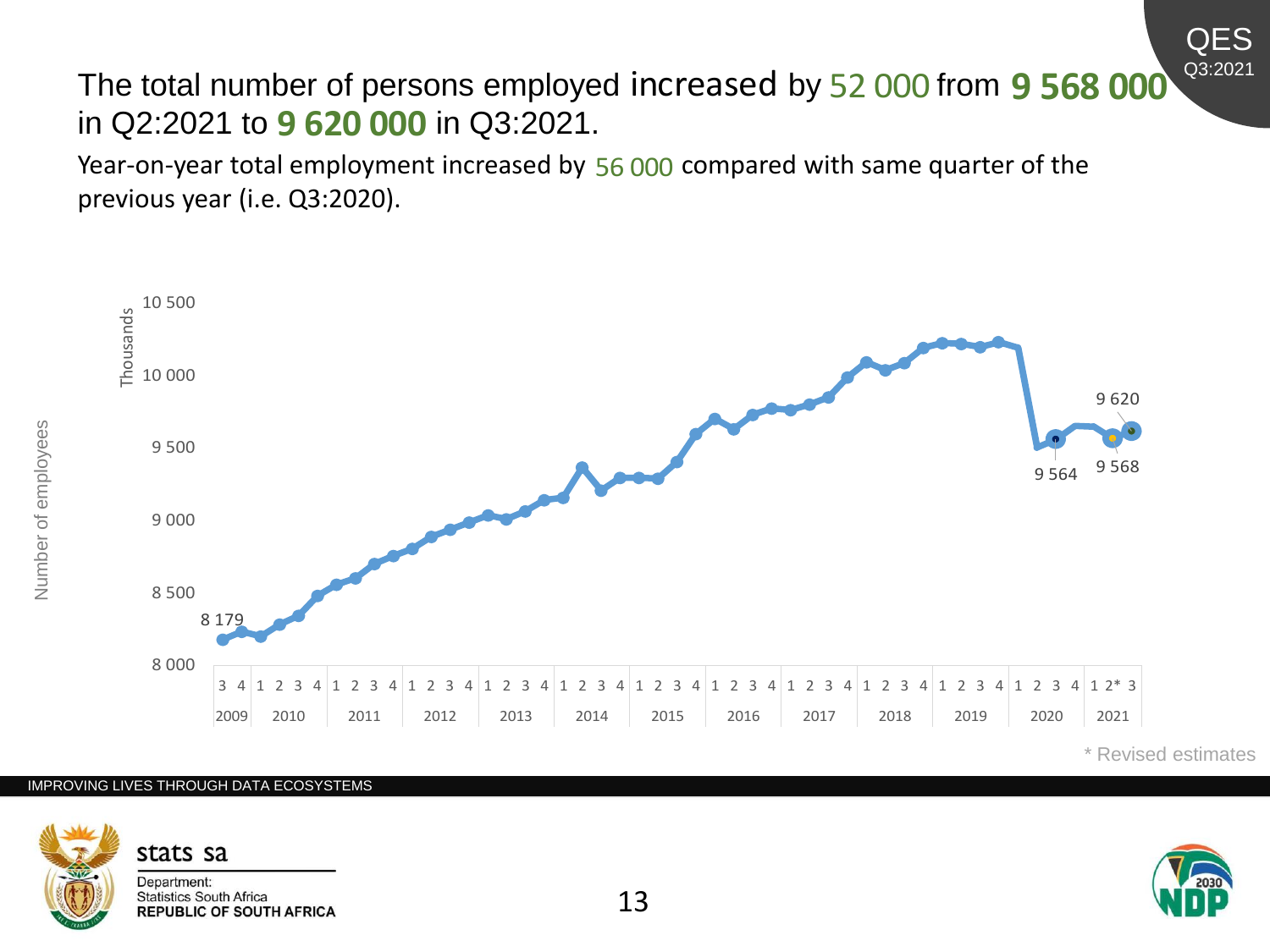# The total number of persons employed increased by 52 000 from **9 568 000** in Q2:2021 to **9 620 000** in Q3:2021.

Year-on-year total employment increased by 56 000 compared with same quarter of the previous year (i.e. Q3:2020).

Number of employees (Thousands)

| Quarter | Value |
| --- | --- |
| Q3:2009 | 8 179 |
| Q3:2020 | 9 564 |
| Q2:2021* | 9 568 |
| Q3:2021 | 9 620 |

\* Revised estimates

IMPROVING LIVES THROUGH DATA ECOSYSTEMS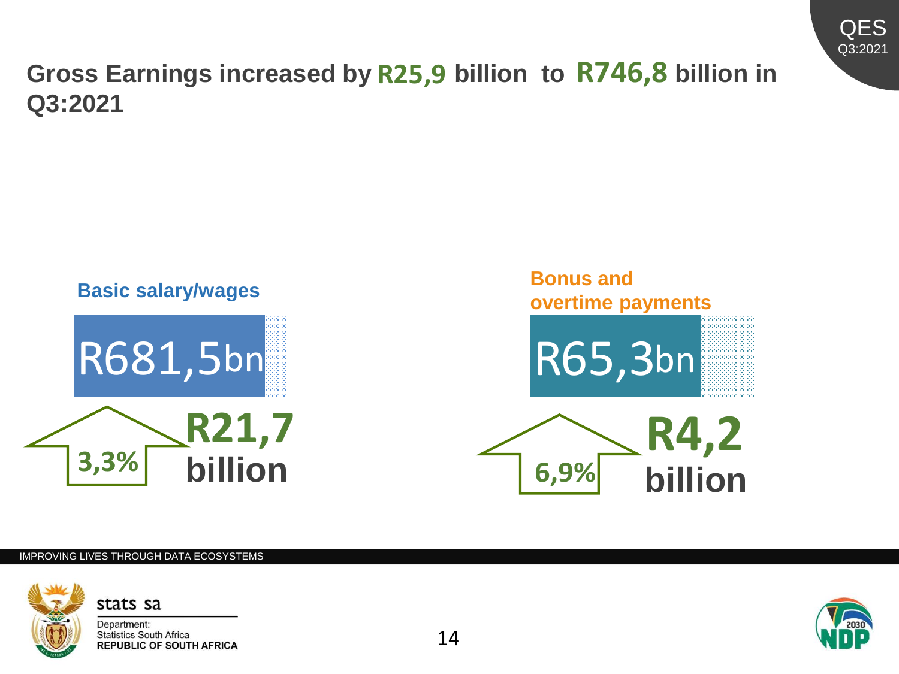# Gross Earnings increased by R25,9 billion to R746,8 billion in Q3:2021

**Basic salary/wages**

R681,5bn

3,3%

**R21,7 billion**

**Bonus and overtime payments**

R65,3bn

6,9%

**R4,2 billion**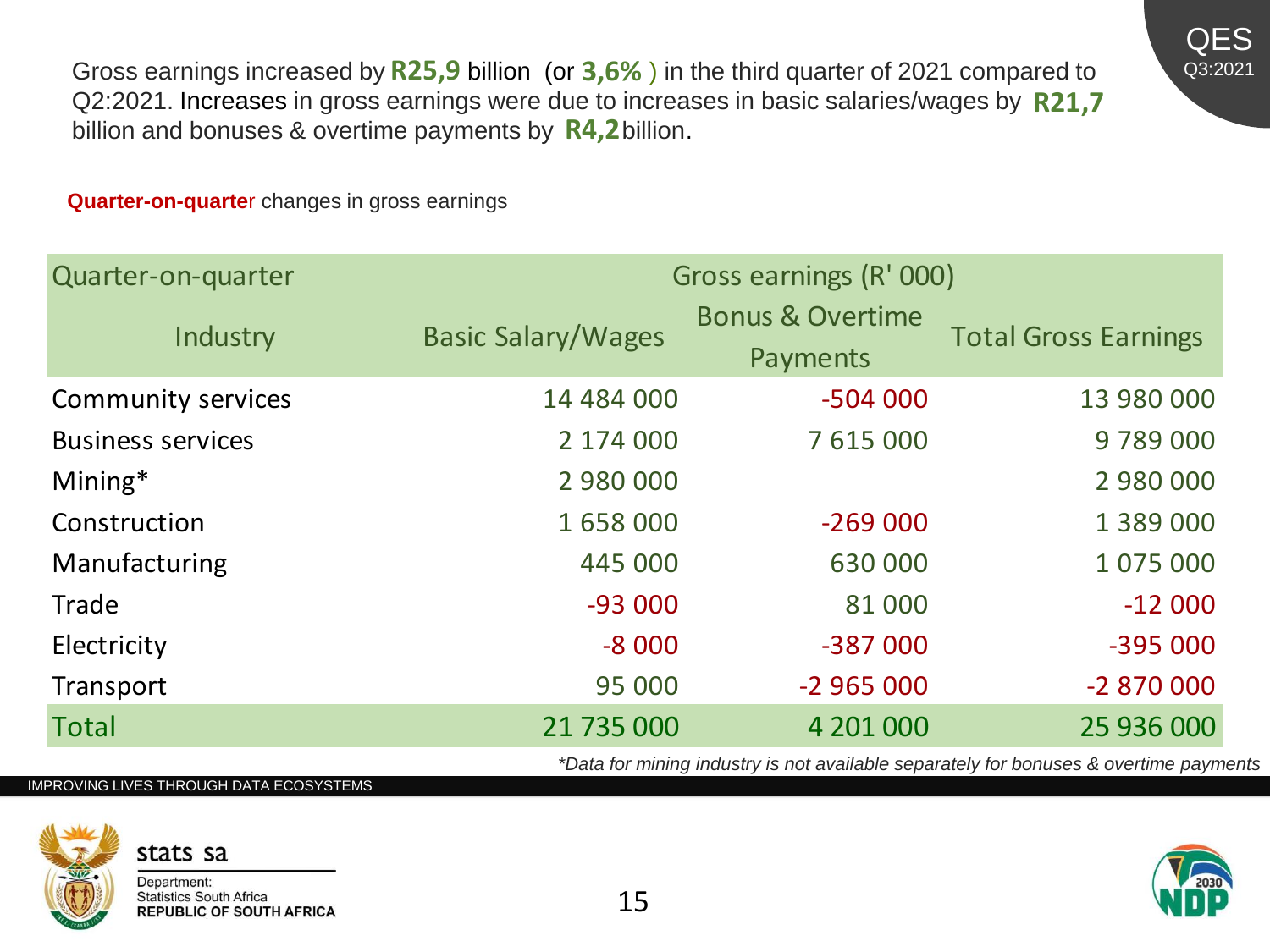Gross earnings increased by **R25,9** billion (or **3,6%**) in the third quarter of 2021 compared to Q2:2021. Increases in gross earnings were due to increases in basic salaries/wages by **R21,7** billion and bonuses & overtime payments by **R4,2** billion.

**Quarter-on-quarter** changes in gross earnings

| Quarter-on-quarter | Gross earnings (R' 000) | | |
|---|---|---|---|
| Industry | Basic Salary/Wages | Bonus & Overtime Payments | Total Gross Earnings |
| Community services | 14 484 000 | -504 000 | 13 980 000 |
| Business services | 2 174 000 | 7 615 000 | 9 789 000 |
| Mining* | 2 980 000 | | 2 980 000 |
| Construction | 1 658 000 | -269 000 | 1 389 000 |
| Manufacturing | 445 000 | 630 000 | 1 075 000 |
| Trade | -93 000 | 81 000 | -12 000 |
| Electricity | -8 000 | -387 000 | -395 000 |
| Transport | 95 000 | -2 965 000 | -2 870 000 |
| Total | 21 735 000 | 4 201 000 | 25 936 000 |

*\*Data for mining industry is not available separately for bonuses & overtime payments*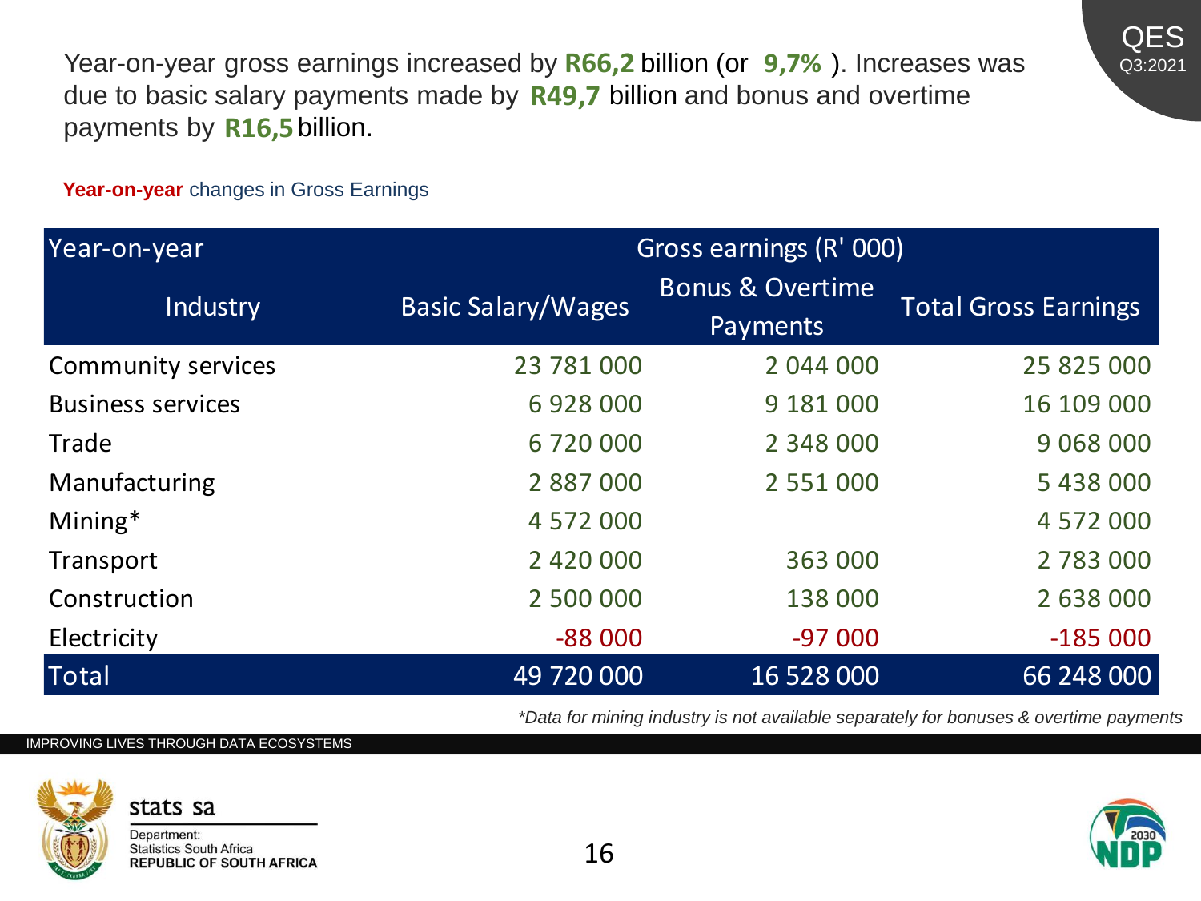Year-on-year gross earnings increased by **R66,2** billion (or **9,7%** ). Increases was due to basic salary payments made by **R49,7** billion and bonus and overtime payments by **R16,5** billion.

**Year-on-year** changes in Gross Earnings

| Year-on-year | Gross earnings (R' 000) | | |
|---|---|---|---|
| Industry | Basic Salary/Wages | Bonus & Overtime Payments | Total Gross Earnings |
| Community services | 23 781 000 | 2 044 000 | 25 825 000 |
| Business services | 6 928 000 | 9 181 000 | 16 109 000 |
| Trade | 6 720 000 | 2 348 000 | 9 068 000 |
| Manufacturing | 2 887 000 | 2 551 000 | 5 438 000 |
| Mining* | 4 572 000 | | 4 572 000 |
| Transport | 2 420 000 | 363 000 | 2 783 000 |
| Construction | 2 500 000 | 138 000 | 2 638 000 |
| Electricity | -88 000 | -97 000 | -185 000 |
| Total | 49 720 000 | 16 528 000 | 66 248 000 |

*\*Data for mining industry is not available separately for bonuses & overtime payments*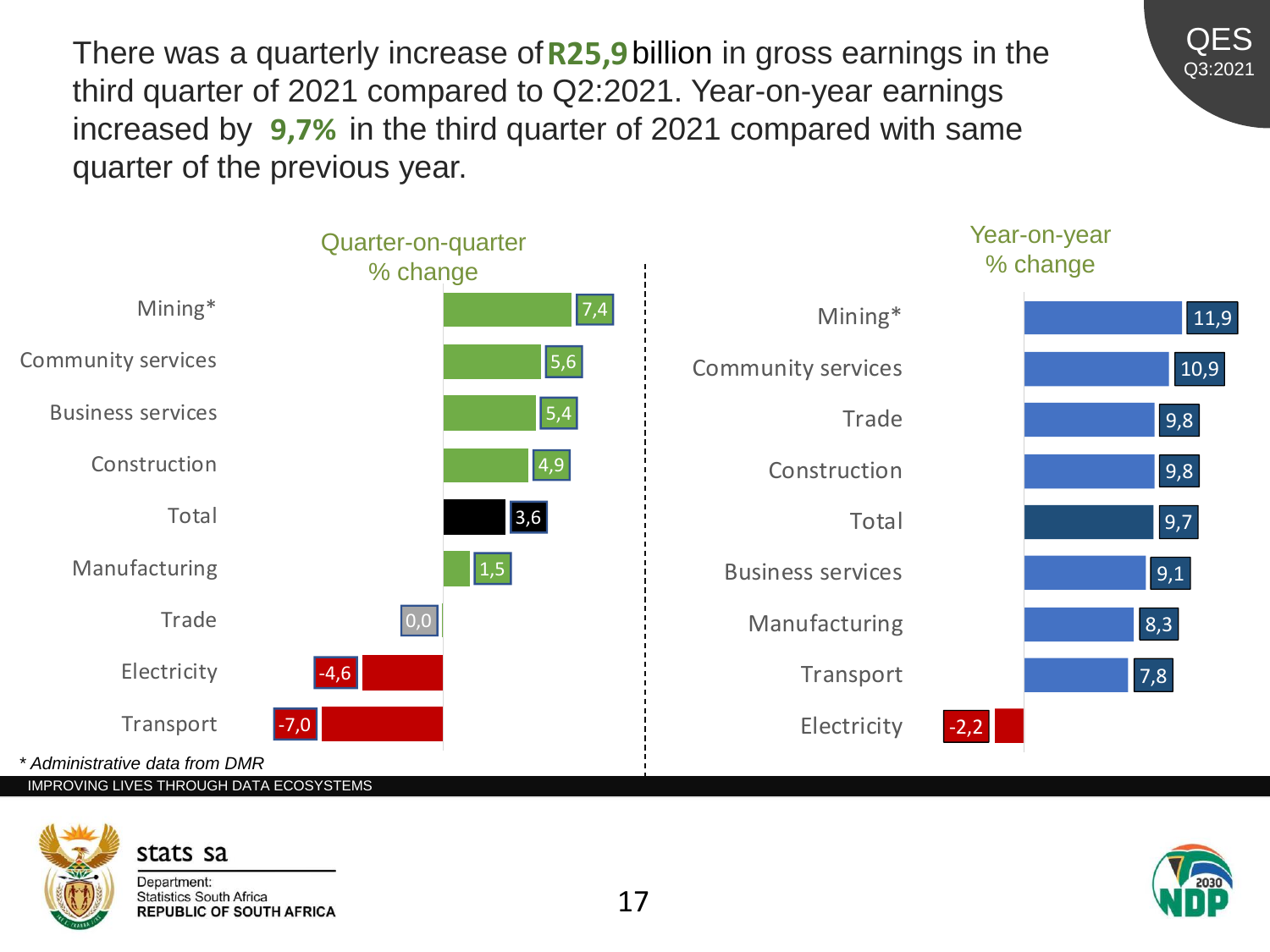There was a quarterly increase of **R25,9** billion in gross earnings in the third quarter of 2021 compared to Q2:2021. Year-on-year earnings increased by **9,7%** in the third quarter of 2021 compared with same quarter of the previous year.

**Quarter-on-quarter % change**

| Industry | % change |
|---|---|
| Mining* | 7,4 |
| Community services | 5,6 |
| Business services | 5,4 |
| Construction | 4,9 |
| Total | 3,6 |
| Manufacturing | 1,5 |
| Trade | 0,0 |
| Electricity | -4,6 |
| Transport | -7,0 |

**Year-on-year % change**

| Industry | % change |
|---|---|
| Mining* | 11,9 |
| Community services | 10,9 |
| Trade | 9,8 |
| Construction | 9,8 |
| Total | 9,7 |
| Business services | 9,1 |
| Manufacturing | 8,3 |
| Transport | 7,8 |
| Electricity | -2,2 |

*\* Administrative data from DMR*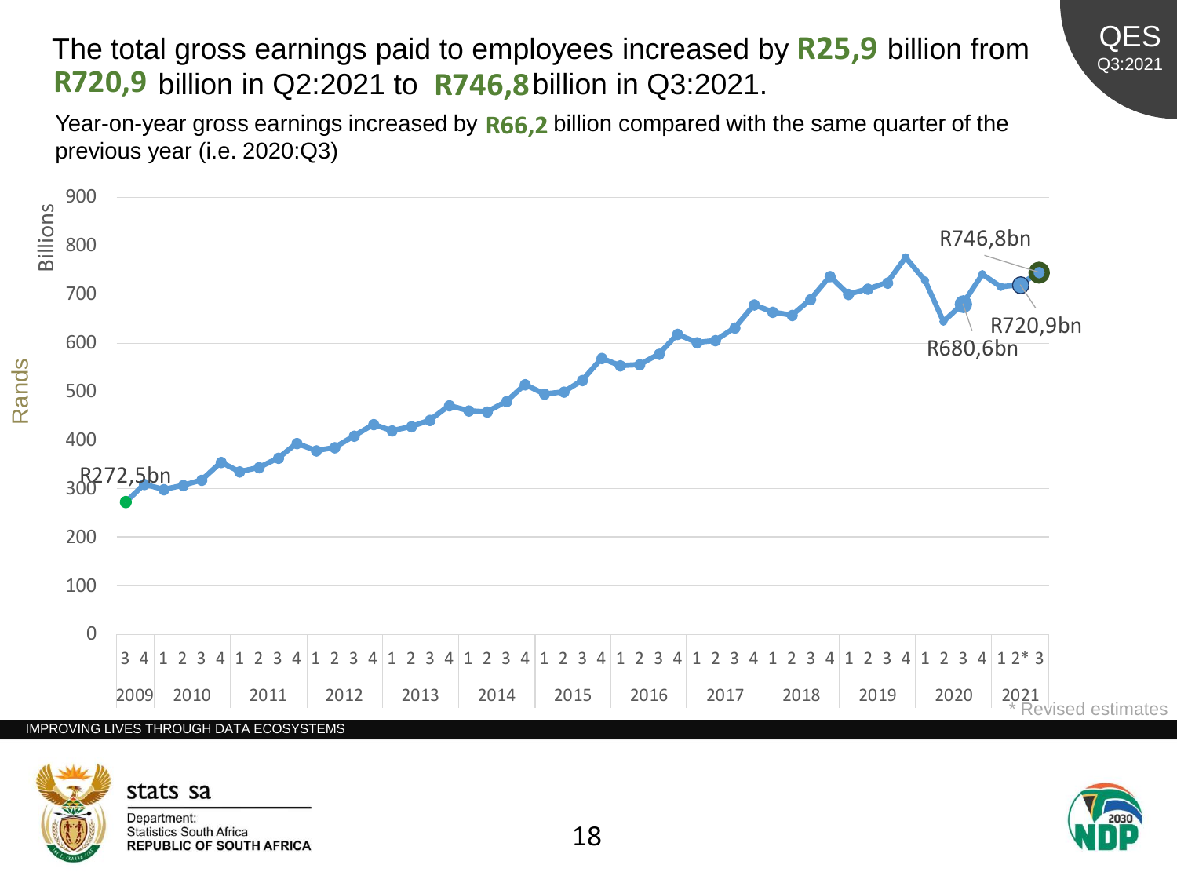The total gross earnings paid to employees increased by **R25,9** billion from **R720,9** billion in Q2:2021 to **R746,8** billion in Q3:2021.

Year-on-year gross earnings increased by **R66,2** billion compared with the same quarter of the previous year (i.e. 2020:Q3)

Rands

Billions

R272,5bn

R680,6bn

R720,9bn

R746,8bn

\* Revised estimates

IMPROVING LIVES THROUGH DATA ECOSYSTEMS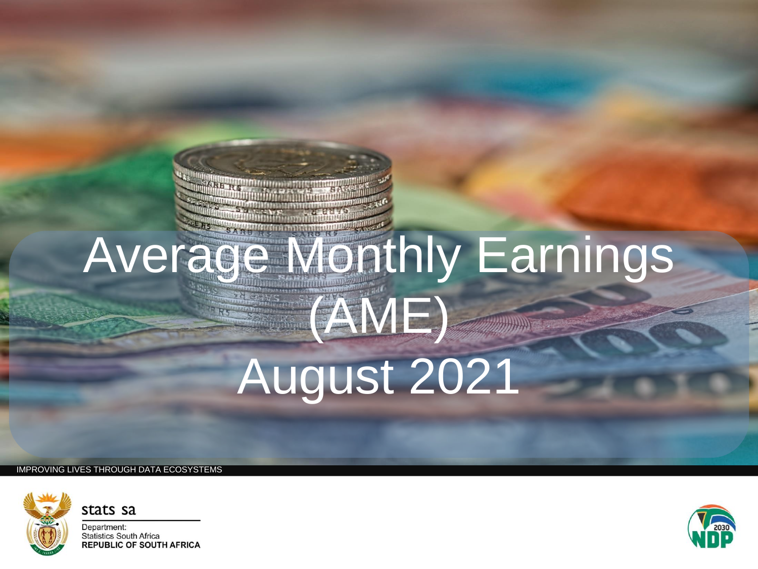# Average Monthly Earnings (AME) August 2021

IMPROVING LIVES THROUGH DATA ECOSYSTEMS

stats sa

Department:
Statistics South Africa
**REPUBLIC OF SOUTH AFRICA**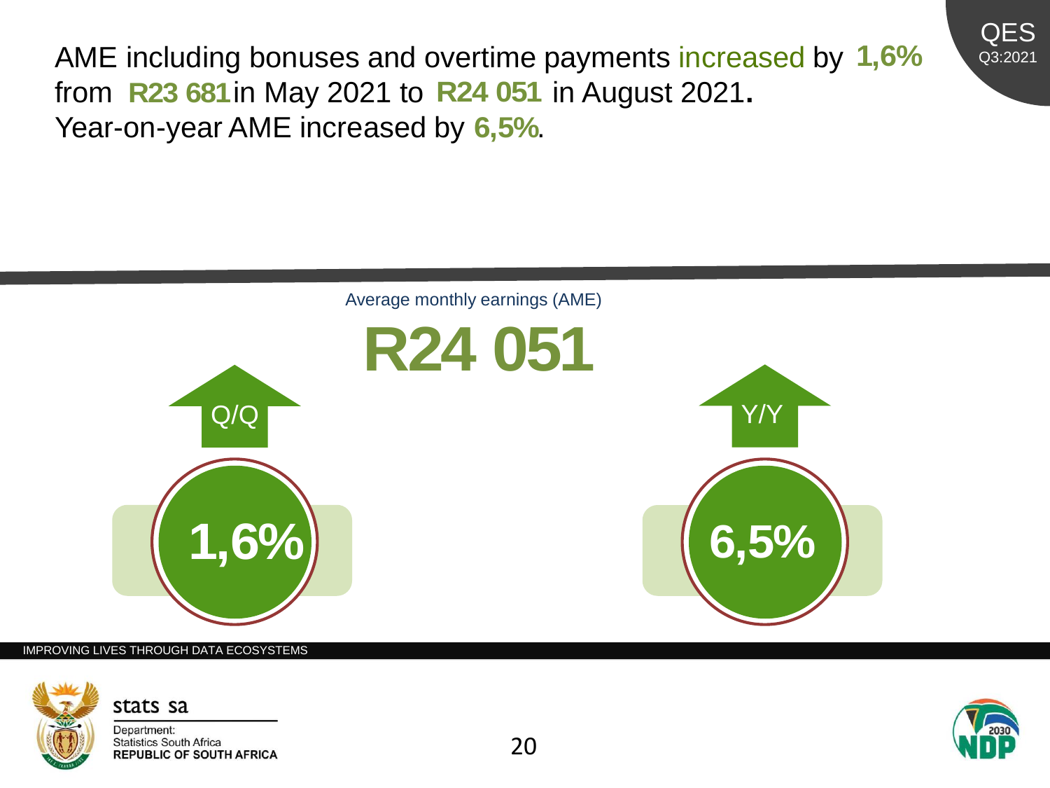AME including bonuses and overtime payments increased by **1,6%** from **R23 681** in May 2021 to **R24 051** in August 2021.
Year-on-year AME increased by **6,5%**.

Average monthly earnings (AME)

**R24 051**

Q/Q

**1,6%**

Y/Y

**6,5%**

IMPROVING LIVES THROUGH DATA ECOSYSTEMS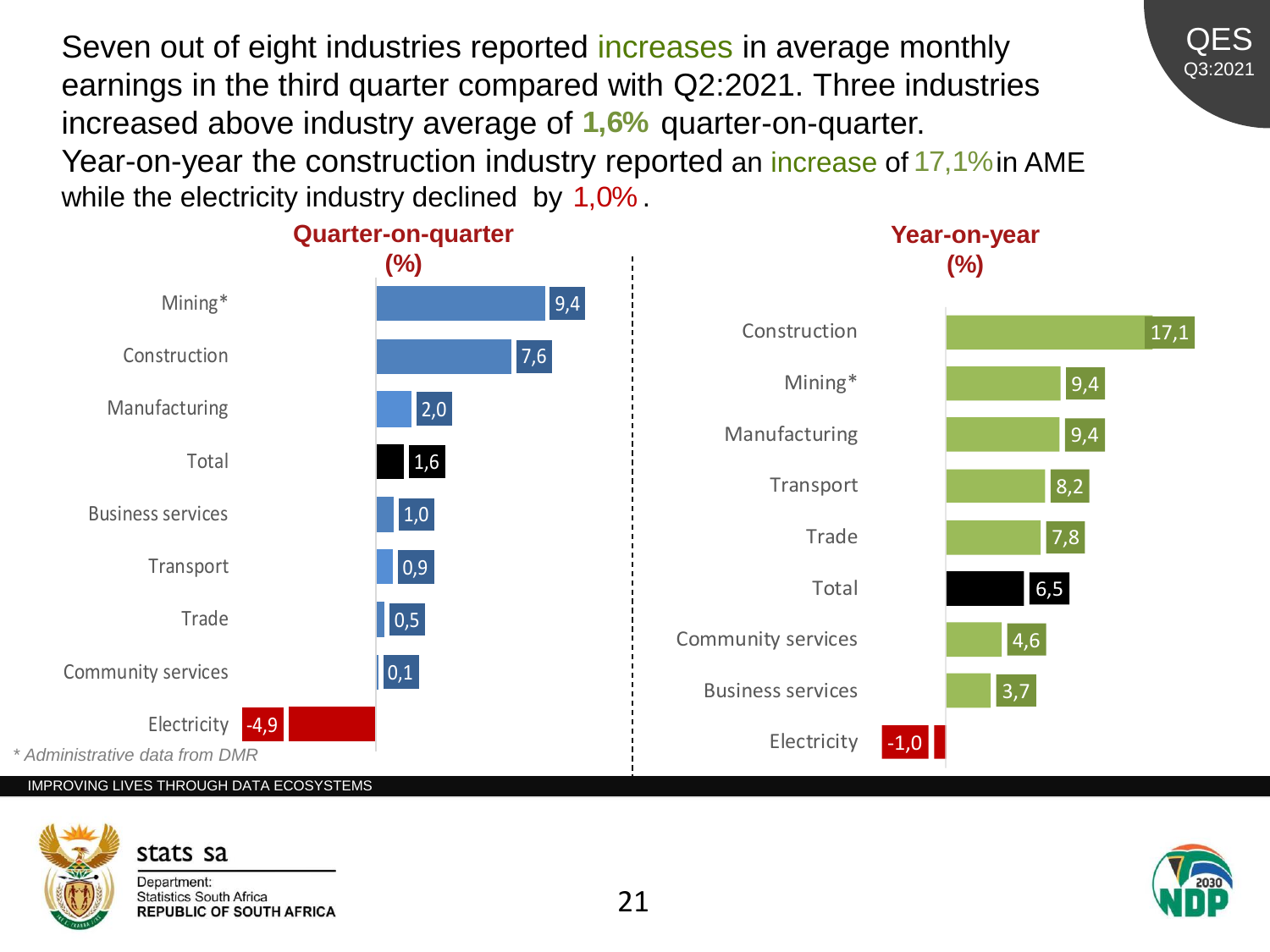QES Q3:2021

Seven out of eight industries reported increases in average monthly earnings in the third quarter compared with Q2:2021. Three industries increased above industry average of **1,6%** quarter-on-quarter.
Year-on-year the construction industry reported an increase of 17,1% in AME while the electricity industry declined by 1,0%.

**Quarter-on-quarter (%)**

| Industry | % |
|---|---|
| Mining* | 9,4 |
| Construction | 7,6 |
| Manufacturing | 2,0 |
| Total | 1,6 |
| Business services | 1,0 |
| Transport | 0,9 |
| Trade | 0,5 |
| Community services | 0,1 |
| Electricity | -4,9 |

*Administrative data from DMR*

**Year-on-year (%)**

| Industry | % |
|---|---|
| Construction | 17,1 |
| Mining* | 9,4 |
| Manufacturing | 9,4 |
| Transport | 8,2 |
| Trade | 7,8 |
| Total | 6,5 |
| Community services | 4,6 |
| Business services | 3,7 |
| Electricity | -1,0 |

IMPROVING LIVES THROUGH DATA ECOSYSTEMS

stats sa
Department: Statistics South Africa
REPUBLIC OF SOUTH AFRICA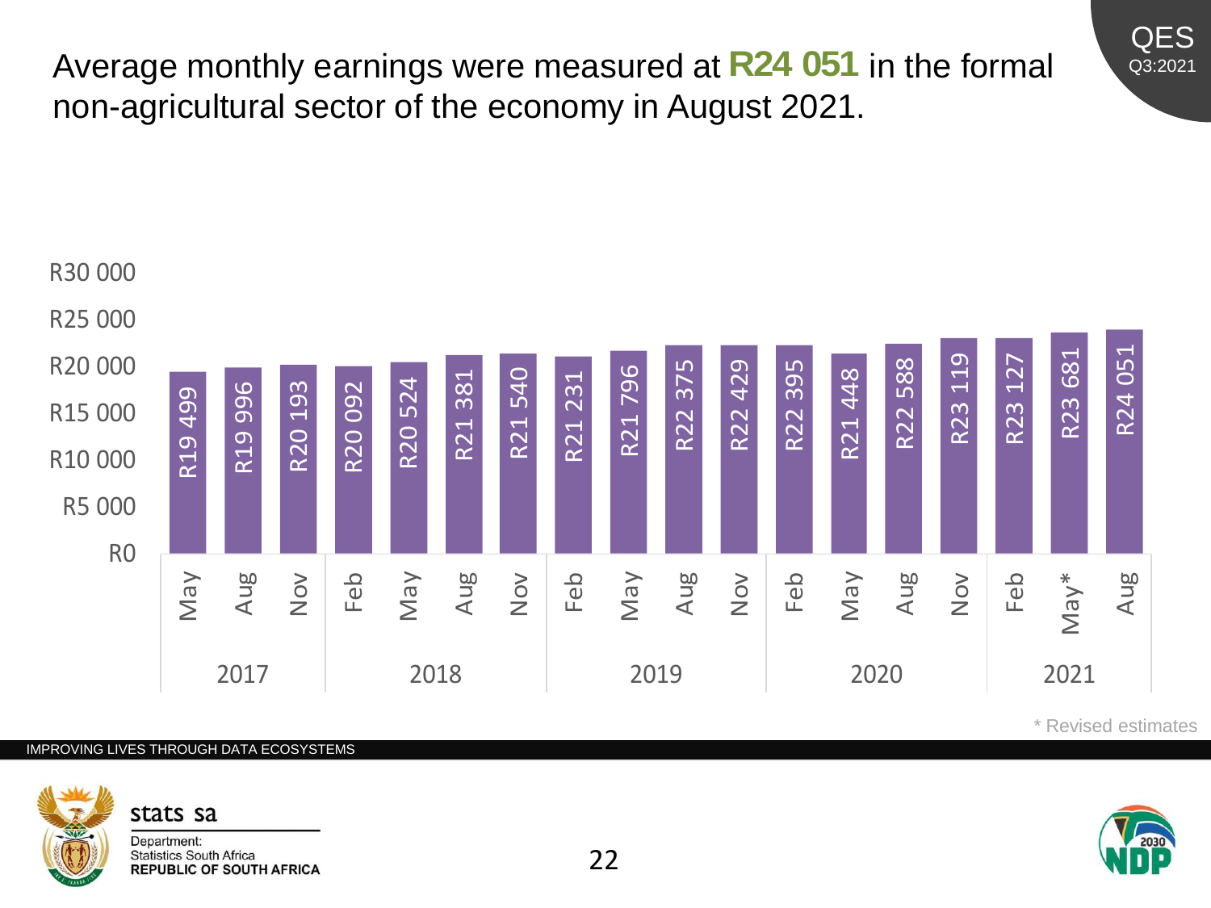Average monthly earnings were measured at **R24 051** in the formal non-agricultural sector of the economy in August 2021.

| Year | Quarter | Average monthly earnings |
|---|---|---|
| 2017 | May | R19 499 |
| 2017 | Aug | R19 996 |
| 2017 | Nov | R20 193 |
| 2018 | Feb | R20 092 |
| 2018 | May | R20 524 |
| 2018 | Aug | R21 381 |
| 2018 | Nov | R21 540 |
| 2019 | Feb | R21 231 |
| 2019 | May | R21 796 |
| 2019 | Aug | R22 375 |
| 2019 | Nov | R22 429 |
| 2020 | Feb | R22 395 |
| 2020 | May | R21 448 |
| 2020 | Aug | R22 588 |
| 2020 | Nov | R23 119 |
| 2021 | Feb | R23 127 |
| 2021 | May* | R23 681 |
| 2021 | Aug | R24 051 |

\* Revised estimates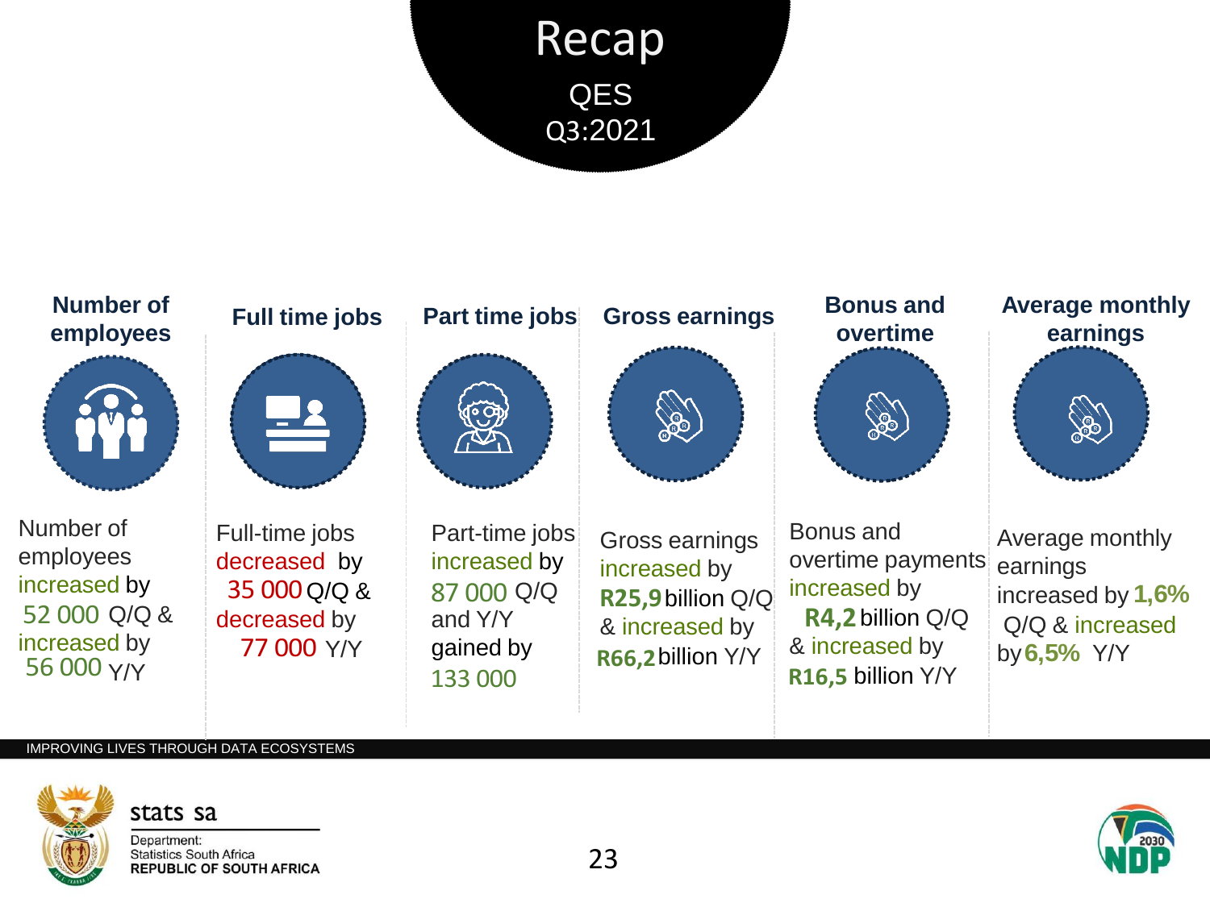# Recap

QES
Q3:2021

### Number of employees

Number of employees increased by 52 000 Q/Q & increased by 56 000 Y/Y

### Full time jobs

Full-time jobs decreased by 35 000 Q/Q & decreased by 77 000 Y/Y

### Part time jobs

Part-time jobs increased by 87 000 Q/Q and Y/Y gained by 133 000

### Gross earnings

Gross earnings increased by **R25,9** billion Q/Q & increased by **R66,2** billion Y/Y

### Bonus and overtime

Bonus and overtime payments increased by **R4,2** billion Q/Q & increased by **R16,5** billion Y/Y

### Average monthly earnings

Average monthly earnings increased by **1,6%** Q/Q & increased by **6,5%** Y/Y

IMPROVING LIVES THROUGH DATA ECOSYSTEMS

stats sa
Department:
Statistics South Africa
REPUBLIC OF SOUTH AFRICA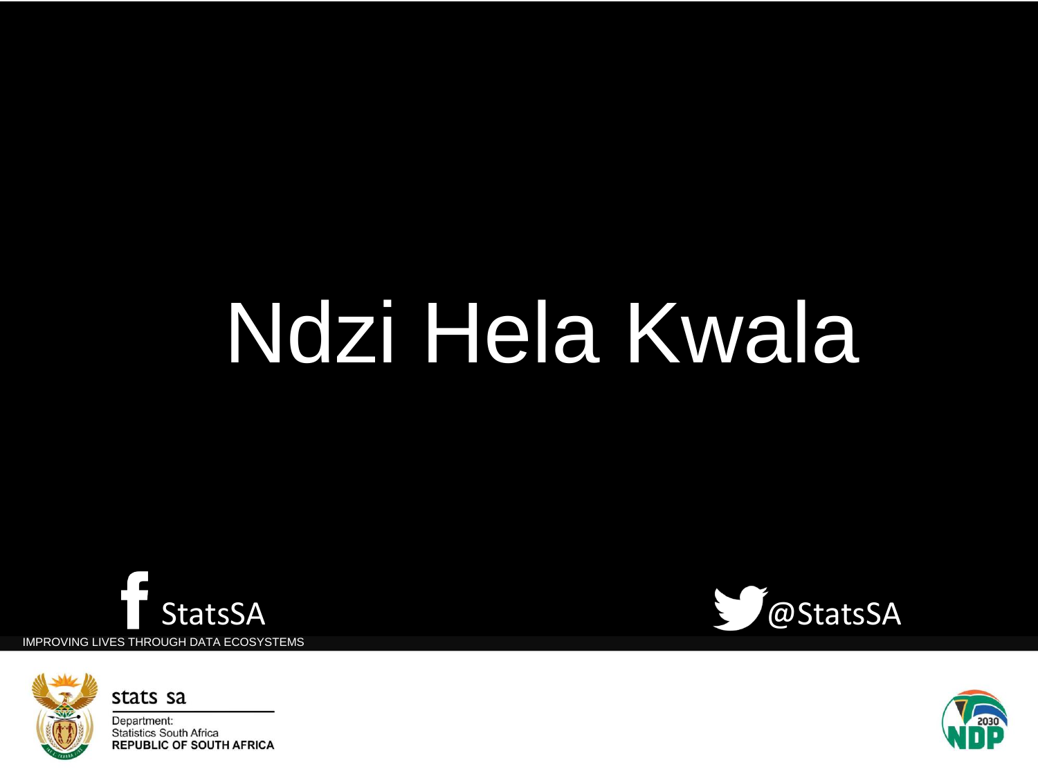# Ndzi Hela Kwala

StatsSA

@StatsSA

IMPROVING LIVES THROUGH DATA ECOSYSTEMS

stats sa

Department:
Statistics South Africa
**REPUBLIC OF SOUTH AFRICA**